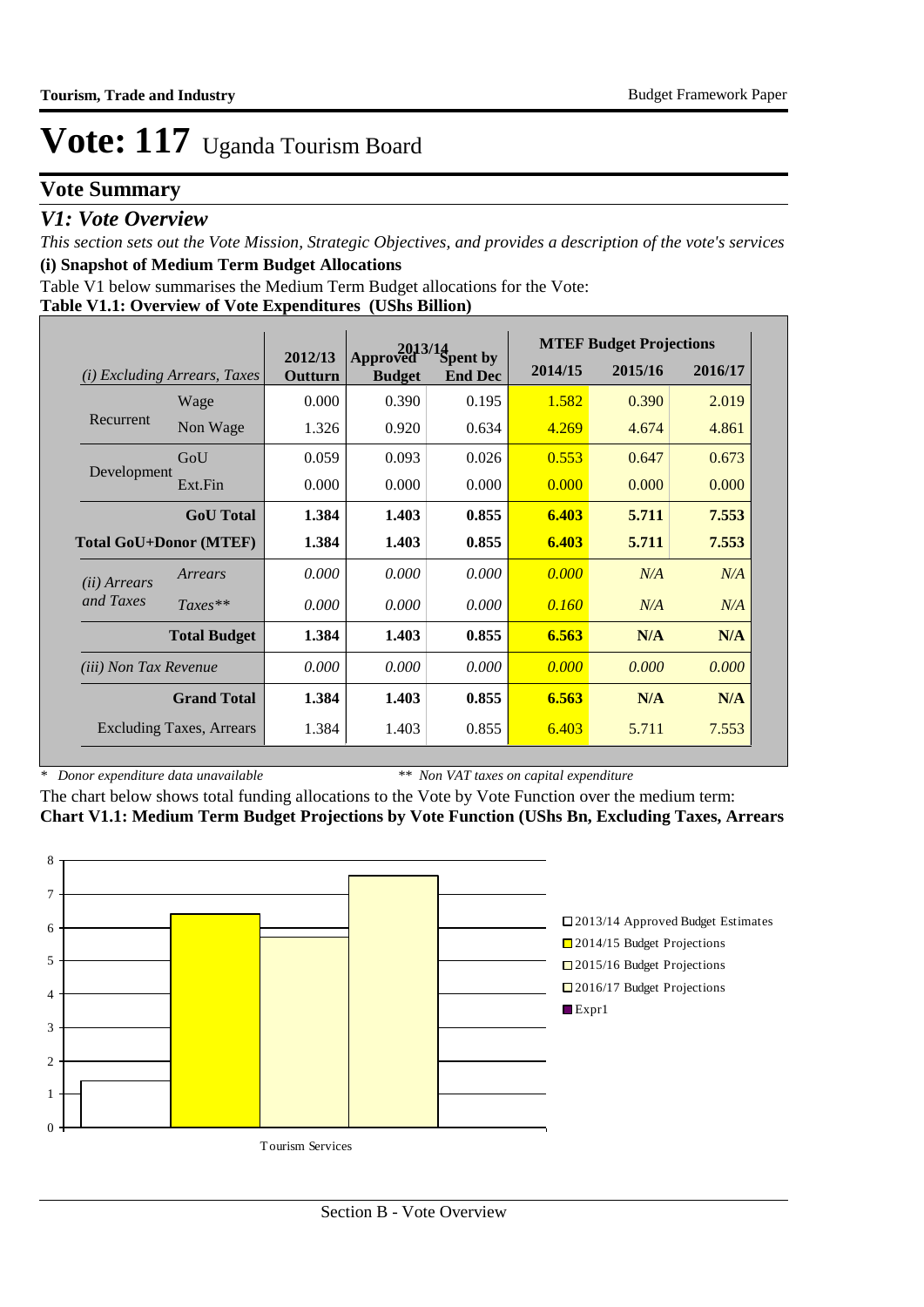# Vote: 117 Uganda Tourism Board

## Vote Summary

### *V1: Vote Overview*

*This section sets out the Vote Mission, Strategic Objectives, and provides a description of the vote's services*

**(i) Snapshot of Medium Term Budget Allocations**

Table V1 below summarises the Medium Term Budget allocations for the Vote:

**Table V1.1: Overview of Vote Expenditures (UShs Billion)**

| *(i) Excluding Arrears, Taxes* | | 2012/13 Outturn | 2013/14 Approved Budget | 2013/14 Spent by End Dec | MTEF Budget Projections 2014/15 | 2015/16 | 2016/17 |
|---|---|---|---|---|---|---|---|
| Recurrent | Wage | 0.000 | 0.390 | 0.195 | 1.582 | 0.390 | 2.019 |
| | Non Wage | 1.326 | 0.920 | 0.634 | 4.269 | 4.674 | 4.861 |
| Development | GoU | 0.059 | 0.093 | 0.026 | 0.553 | 0.647 | 0.673 |
| | Ext.Fin | 0.000 | 0.000 | 0.000 | 0.000 | 0.000 | 0.000 |
| | **GoU Total** | **1.384** | **1.403** | **0.855** | **6.403** | **5.711** | **7.553** |
| **Total GoU+Donor (MTEF)** | | **1.384** | **1.403** | **0.855** | **6.403** | **5.711** | **7.553** |
| *(ii) Arrears and Taxes* | *Arrears* | *0.000* | *0.000* | *0.000* | *0.000* | *N/A* | *N/A* |
| | *Taxes*** | *0.000* | *0.000* | *0.000* | *0.160* | *N/A* | *N/A* |
| | **Total Budget** | **1.384** | **1.403** | **0.855** | **6.563** | **N/A** | **N/A** |
| *(iii) Non Tax Revenue* | | *0.000* | *0.000* | *0.000* | *0.000* | *0.000* | *0.000* |
| | **Grand Total** | **1.384** | **1.403** | **0.855** | **6.563** | **N/A** | **N/A** |
| Excluding Taxes, Arrears | | 1.384 | 1.403 | 0.855 | 6.403 | 5.711 | 7.553 |

\* *Donor expenditure data unavailable* \*\* *Non VAT taxes on capital expenditure*

The chart below shows total funding allocations to the Vote by Vote Function over the medium term:

**Chart V1.1: Medium Term Budget Projections by Vote Function (UShs Bn, Excluding Taxes, Arrears**

Chart data (Tourism Services): 2013/14 Approved Budget Estimates; 2014/15 Budget Projections; 2015/16 Budget Projections; 2016/17 Budget Projections; Expr1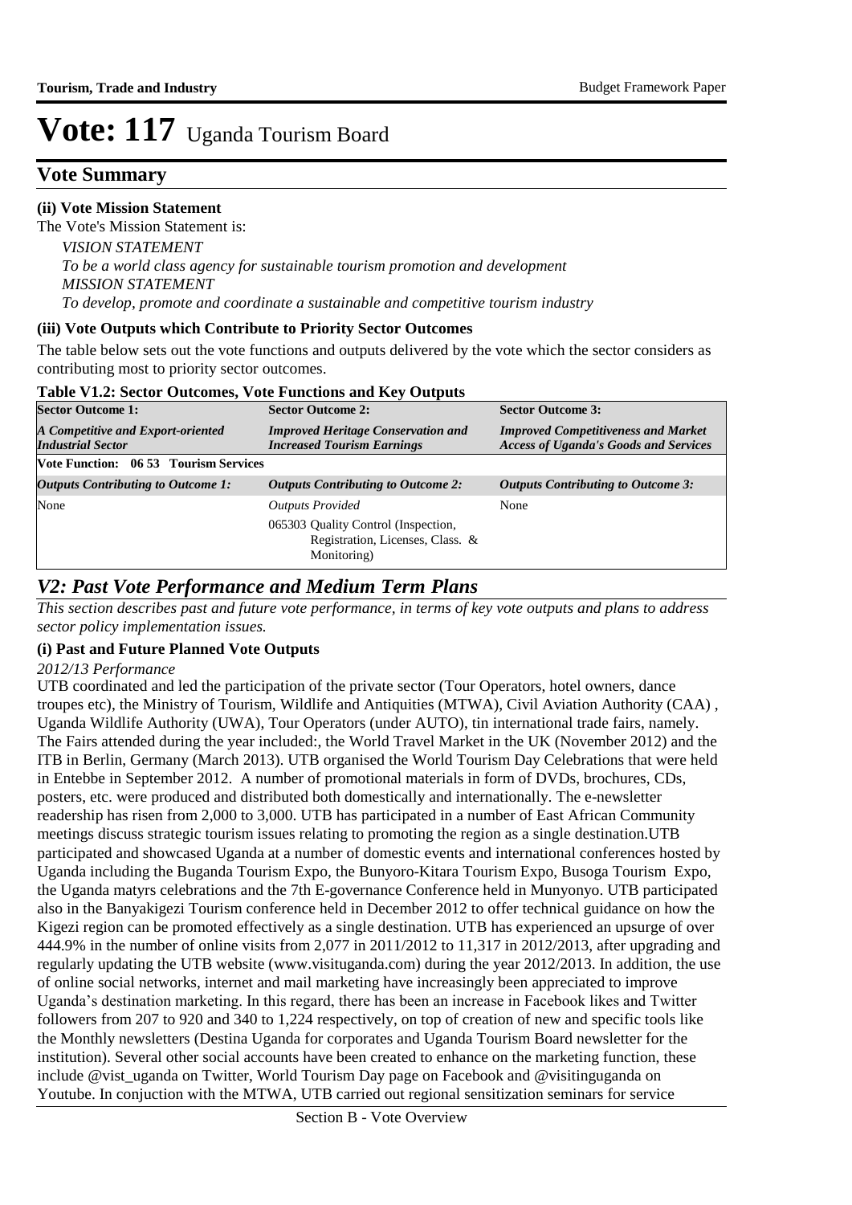# Vote: 117 Uganda Tourism Board

## Vote Summary

**(ii) Vote Mission Statement**

The Vote's Mission Statement is:

*VISION STATEMENT*

*To be a world class agency for sustainable tourism promotion and development*

*MISSION STATEMENT*

*To develop, promote and coordinate a sustainable and competitive tourism industry*

**(iii) Vote Outputs which Contribute to Priority Sector Outcomes**

The table below sets out the vote functions and outputs delivered by the vote which the sector considers as contributing most to priority sector outcomes.

**Table V1.2: Sector Outcomes, Vote Functions and Key Outputs**

| Sector Outcome 1: | Sector Outcome 2: | Sector Outcome 3: |
|---|---|---|
| ***A Competitive and Export-oriented Industrial Sector*** | ***Improved Heritage Conservation and Increased Tourism Earnings*** | ***Improved Competitiveness and Market Access of Uganda's Goods and Services*** |
| **Vote Function: 06 53 Tourism Services** | | |
| ***Outputs Contributing to Outcome 1:*** | ***Outputs Contributing to Outcome 2:*** | ***Outputs Contributing to Outcome 3:*** |
| None | *Outputs Provided*<br>065303 Quality Control (Inspection, Registration, Licenses, Class. & Monitoring) | None |

## *V2: Past Vote Performance and Medium Term Plans*

*This section describes past and future vote performance, in terms of key vote outputs and plans to address sector policy implementation issues.*

**(i) Past and Future Planned Vote Outputs**

*2012/13 Performance*

UTB coordinated and led the participation of the private sector (Tour Operators, hotel owners, dance troupes etc), the Ministry of Tourism, Wildlife and Antiquities (MTWA), Civil Aviation Authority (CAA) , Uganda Wildlife Authority (UWA), Tour Operators (under AUTO), tin international trade fairs, namely. The Fairs attended during the year included:, the World Travel Market in the UK (November 2012) and the ITB in Berlin, Germany (March 2013). UTB organised the World Tourism Day Celebrations that were held in Entebbe in September 2012. A number of promotional materials in form of DVDs, brochures, CDs, posters, etc. were produced and distributed both domestically and internationally. The e-newsletter readership has risen from 2,000 to 3,000. UTB has participated in a number of East African Community meetings discuss strategic tourism issues relating to promoting the region as a single destination.UTB participated and showcased Uganda at a number of domestic events and international conferences hosted by Uganda including the Buganda Tourism Expo, the Bunyoro-Kitara Tourism Expo, Busoga Tourism Expo, the Uganda matyrs celebrations and the 7th E-governance Conference held in Munyonyo. UTB participated also in the Banyakigezi Tourism conference held in December 2012 to offer technical guidance on how the Kigezi region can be promoted effectively as a single destination. UTB has experienced an upsurge of over 444.9% in the number of online visits from 2,077 in 2011/2012 to 11,317 in 2012/2013, after upgrading and regularly updating the UTB website (www.visituganda.com) during the year 2012/2013. In addition, the use of online social networks, internet and mail marketing have increasingly been appreciated to improve Uganda's destination marketing. In this regard, there has been an increase in Facebook likes and Twitter followers from 207 to 920 and 340 to 1,224 respectively, on top of creation of new and specific tools like the Monthly newsletters (Destina Uganda for corporates and Uganda Tourism Board newsletter for the institution). Several other social accounts have been created to enhance on the marketing function, these include @vist_uganda on Twitter, World Tourism Day page on Facebook and @visitinguganda on Youtube. In conjuction with the MTWA, UTB carried out regional sensitization seminars for service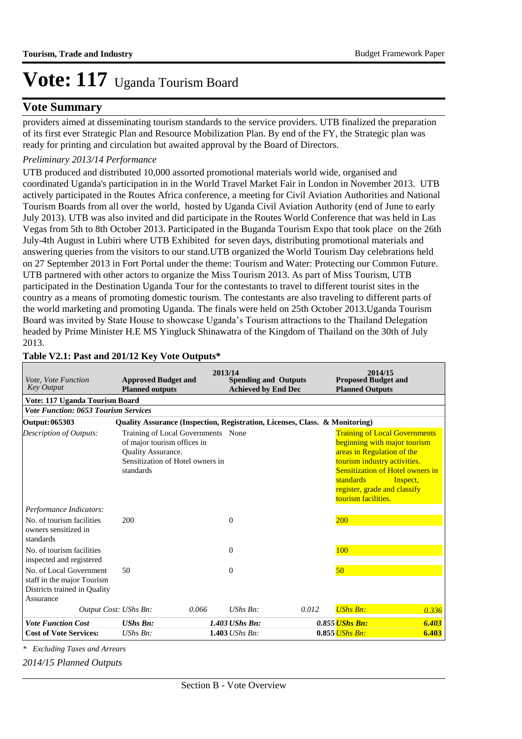# Vote: 117 Uganda Tourism Board

## Vote Summary

providers aimed at disseminating tourism standards to the service providers. UTB finalized the preparation of its first ever Strategic Plan and Resource Mobilization Plan. By end of the FY, the Strategic plan was ready for printing and circulation but awaited approval by the Board of Directors.

*Preliminary 2013/14 Performance*

UTB produced and distributed 10,000 assorted promotional materials world wide, organised and coordinated Uganda's participation in in the World Travel Market Fair in London in November 2013. UTB actively participated in the Routes Africa conference, a meeting for Civil Aviation Authorities and National Tourism Boards from all over the world, hosted by Uganda Civil Aviation Authority (end of June to early July 2013). UTB was also invited and did participate in the Routes World Conference that was held in Las Vegas from 5th to 8th October 2013. Participated in the Buganda Tourism Expo that took place on the 26th July-4th August in Lubiri where UTB Exhibited for seven days, distributing promotional materials and answering queries from the visitors to our stand.UTB organized the World Tourism Day celebrations held on 27 September 2013 in Fort Portal under the theme: Tourism and Water: Protecting our Common Future. UTB partnered with other actors to organize the Miss Tourism 2013. As part of Miss Tourism, UTB participated in the Destination Uganda Tour for the contestants to travel to different tourist sites in the country as a means of promoting domestic tourism. The contestants are also traveling to different parts of the world marketing and promoting Uganda. The finals were held on 25th October 2013.Uganda Tourism Board was invited by State House to showcase Uganda's Tourism attractions to the Thailand Delegation headed by Prime Minister H.E MS Yingluck Shinawatra of the Kingdom of Thailand on the 30th of July 2013.

**Table V2.1: Past and 201/12 Key Vote Outputs***

| *Vote, Vote Function Key Output* | 2013/14 **Approved Budget and Planned outputs** | | **Spending and Outputs Achieved by End Dec** | | 2014/15 **Proposed Budget and Planned Outputs** | |
|---|---|---|---|---|---|---|
| **Vote: 117 Uganda Tourism Board** | | | | | | |
| ***Vote Function: 0653 Tourism Services*** | | | | | | |
| **Output: 065303** | **Quality Assurance (Inspection, Registration, Licenses, Class. & Monitoring)** | | | | | |
| *Description of Outputs:* | Training of Local Governments of major tourism offices in Quality Assurance. Sensitization of Hotel owners in standards | | None | | Training of Local Governments beginning with major tourism areas in Regulation of the tourism industry activities. Sensitization of Hotel owners in standards Inspect, register, grade and classify tourism facilities. | |
| *Performance Indicators:* | | | | | | |
| No. of tourism facilities owners sensitized in standards | 200 | | 0 | | 200 | |
| No. of tourism facilities inspected and registered | | | 0 | | 100 | |
| No. of Local Government staff in the major Tourism Districts trained in Quality Assurance | 50 | | 0 | | 50 | |
| *Output Cost:* | *UShs Bn:* | *0.066* | *UShs Bn:* | *0.012* | *UShs Bn:* | *0.336* |
| ***Vote Function Cost*** | ***UShs Bn:*** | ***1.403*** | ***UShs Bn:*** | ***0.855*** | ***UShs Bn:*** | ***6.403*** |
| **Cost of Vote Services:** | *UShs Bn:* | **1.403** | *UShs Bn:* | **0.855** | *UShs Bn:* | **6.403** |

*\* Excluding Taxes and Arrears*

*2014/15 Planned Outputs*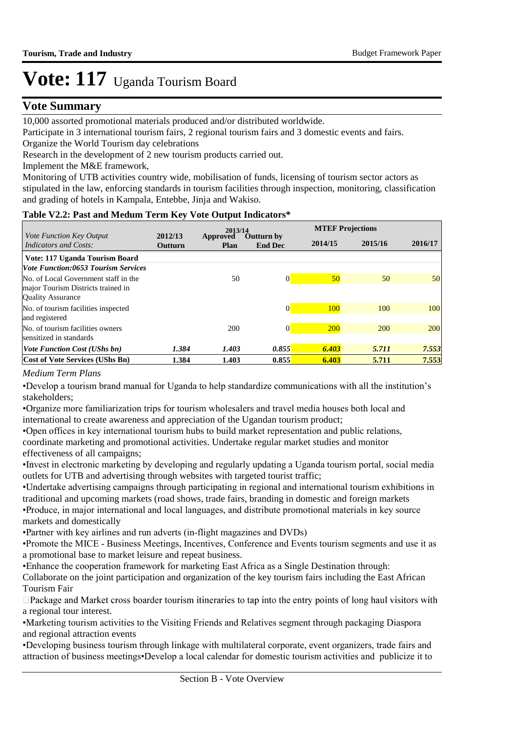# Vote: 117 Uganda Tourism Board

## Vote Summary

10,000 assorted promotional materials produced and/or distributed worldwide.

Participate in 3 international tourism fairs, 2 regional tourism fairs and 3 domestic events and fairs.

Organize the World Tourism day celebrations

Research in the development of 2 new tourism products carried out.

Implement the M&E framework,

Monitoring of UTB activities country wide, mobilisation of funds, licensing of tourism sector actors as stipulated in the law, enforcing standards in tourism facilities through inspection, monitoring, classification and grading of hotels in Kampala, Entebbe, Jinja and Wakiso.

**Table V2.2: Past and Medum Term Key Vote Output Indicators***

| *Vote Function Key Output Indicators and Costs:* | 2012/13 Outturn | 2013/14 Approved Plan | 2013/14 Outturn by End Dec | MTEF Projections 2014/15 | 2015/16 | 2016/17 |
|---|---|---|---|---|---|---|
| **Vote: 117 Uganda Tourism Board** | | | | | | |
| ***Vote Function:0653 Tourism Services*** | | | | | | |
| No. of Local Government staff in the major Tourism Districts trained in Quality Assurance | | 50 | 0 | 50 | 50 | 50 |
| No. of tourism facilities inspected and registered | | | 0 | 100 | 100 | 100 |
| No. of tourism facilities owners sensitized in standards | | 200 | 0 | 200 | 200 | 200 |
| ***Vote Function Cost (UShs bn)*** | ***1.384*** | ***1.403*** | ***0.855*** | ***6.403*** | ***5.711*** | ***7.553*** |
| **Cost of Vote Services (UShs Bn)** | **1.384** | **1.403** | **0.855** | **6.403** | **5.711** | **7.553** |

*Medium Term Plans*

•Develop a tourism brand manual for Uganda to help standardize communications with all the institution's stakeholders;

•Organize more familiarization trips for tourism wholesalers and travel media houses both local and international to create awareness and appreciation of the Ugandan tourism product;

•Open offices in key international tourism hubs to build market representation and public relations, coordinate marketing and promotional activities. Undertake regular market studies and monitor effectiveness of all campaigns;

•Invest in electronic marketing by developing and regularly updating a Uganda tourism portal, social media outlets for UTB and advertising through websites with targeted tourist traffic;

•Undertake advertising campaigns through participating in regional and international tourism exhibitions in traditional and upcoming markets (road shows, trade fairs, branding in domestic and foreign markets

•Produce, in major international and local languages, and distribute promotional materials in key source markets and domestically

•Partner with key airlines and run adverts (in-flight magazines and DVDs)

•Promote the MICE - Business Meetings, Incentives, Conference and Events tourism segments and use it as a promotional base to market leisure and repeat business.

•Enhance the cooperation framework for marketing East Africa as a Single Destination through:

Collaborate on the joint participation and organization of the key tourism fairs including the East African Tourism Fair

Package and Market cross boarder tourism itineraries to tap into the entry points of long haul visitors with a regional tour interest.

•Marketing tourism activities to the Visiting Friends and Relatives segment through packaging Diaspora and regional attraction events

•Developing business tourism through linkage with multilateral corporate, event organizers, trade fairs and attraction of business meetings•Develop a local calendar for domestic tourism activities and publicize it to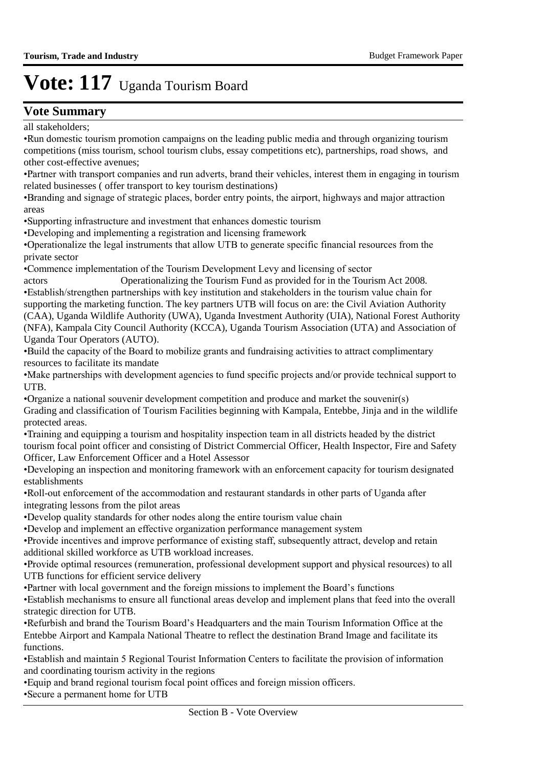# Vote: 117 Uganda Tourism Board

## Vote Summary

all stakeholders;

•Run domestic tourism promotion campaigns on the leading public media and through organizing tourism competitions (miss tourism, school tourism clubs, essay competitions etc), partnerships, road shows, and other cost-effective avenues;

•Partner with transport companies and run adverts, brand their vehicles, interest them in engaging in tourism related businesses ( offer transport to key tourism destinations)

•Branding and signage of strategic places, border entry points, the airport, highways and major attraction areas

•Supporting infrastructure and investment that enhances domestic tourism

•Developing and implementing a registration and licensing framework

•Operationalize the legal instruments that allow UTB to generate specific financial resources from the private sector

•Commence implementation of the Tourism Development Levy and licensing of sector actors Operationalizing the Tourism Fund as provided for in the Tourism Act 2008.

•Establish/strengthen partnerships with key institution and stakeholders in the tourism value chain for supporting the marketing function. The key partners UTB will focus on are: the Civil Aviation Authority (CAA), Uganda Wildlife Authority (UWA), Uganda Investment Authority (UIA), National Forest Authority (NFA), Kampala City Council Authority (KCCA), Uganda Tourism Association (UTA) and Association of Uganda Tour Operators (AUTO).

•Build the capacity of the Board to mobilize grants and fundraising activities to attract complimentary resources to facilitate its mandate

•Make partnerships with development agencies to fund specific projects and/or provide technical support to UTB.

•Organize a national souvenir development competition and produce and market the souvenir(s)
Grading and classification of Tourism Facilities beginning with Kampala, Entebbe, Jinja and in the wildlife protected areas.

•Training and equipping a tourism and hospitality inspection team in all districts headed by the district tourism focal point officer and consisting of District Commercial Officer, Health Inspector, Fire and Safety Officer, Law Enforcement Officer and a Hotel Assessor

•Developing an inspection and monitoring framework with an enforcement capacity for tourism designated establishments

•Roll-out enforcement of the accommodation and restaurant standards in other parts of Uganda after integrating lessons from the pilot areas

•Develop quality standards for other nodes along the entire tourism value chain

•Develop and implement an effective organization performance management system

•Provide incentives and improve performance of existing staff, subsequently attract, develop and retain additional skilled workforce as UTB workload increases.

•Provide optimal resources (remuneration, professional development support and physical resources) to all UTB functions for efficient service delivery

•Partner with local government and the foreign missions to implement the Board's functions

•Establish mechanisms to ensure all functional areas develop and implement plans that feed into the overall strategic direction for UTB.

•Refurbish and brand the Tourism Board's Headquarters and the main Tourism Information Office at the Entebbe Airport and Kampala National Theatre to reflect the destination Brand Image and facilitate its functions.

•Establish and maintain 5 Regional Tourist Information Centers to facilitate the provision of information and coordinating tourism activity in the regions

•Equip and brand regional tourism focal point offices and foreign mission officers.

•Secure a permanent home for UTB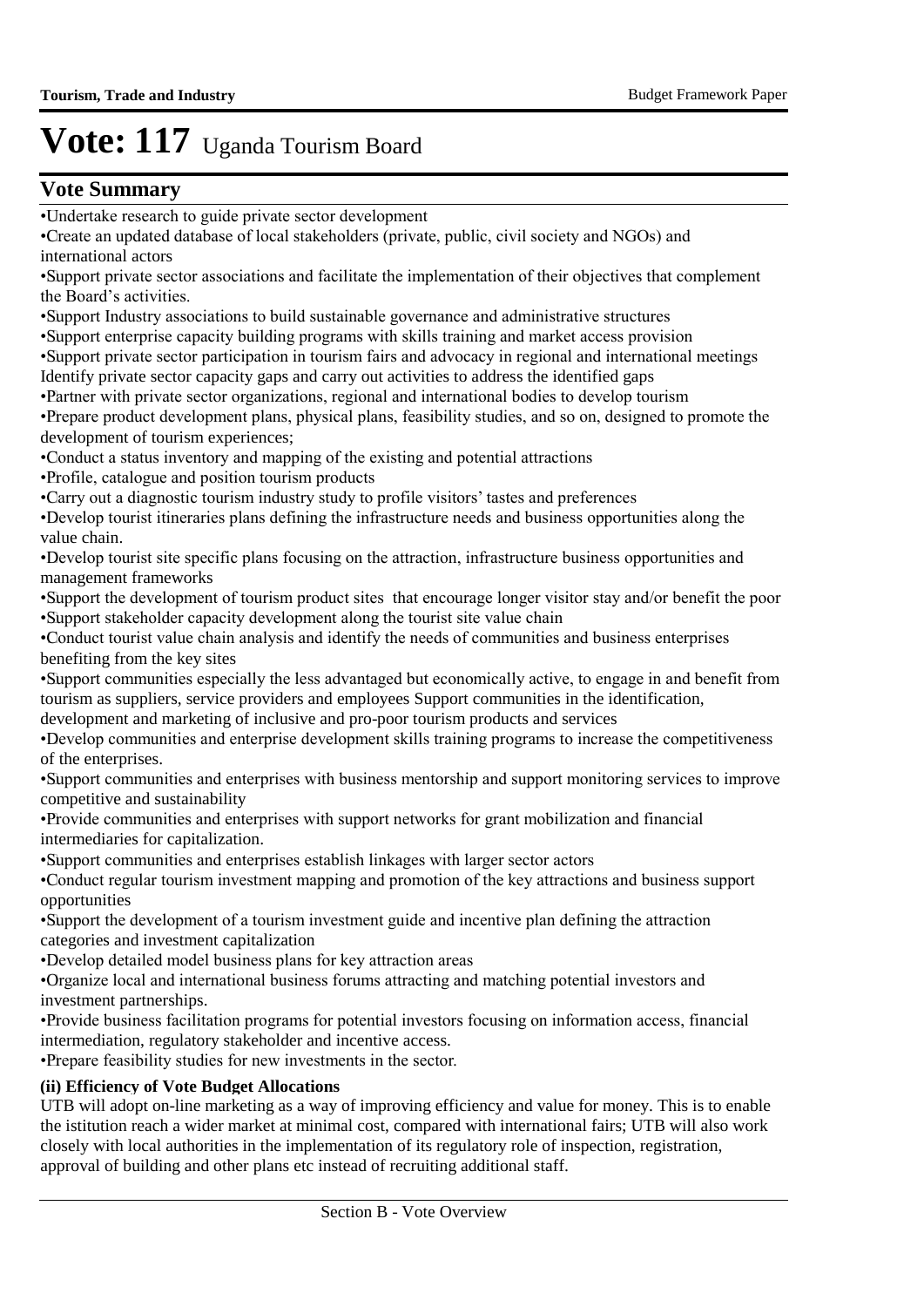# Vote: 117 Uganda Tourism Board

## Vote Summary

•Undertake research to guide private sector development

•Create an updated database of local stakeholders (private, public, civil society and NGOs) and international actors

•Support private sector associations and facilitate the implementation of their objectives that complement the Board's activities.

•Support Industry associations to build sustainable governance and administrative structures

•Support enterprise capacity building programs with skills training and market access provision

•Support private sector participation in tourism fairs and advocacy in regional and international meetings
Identify private sector capacity gaps and carry out activities to address the identified gaps

•Partner with private sector organizations, regional and international bodies to develop tourism

•Prepare product development plans, physical plans, feasibility studies, and so on, designed to promote the development of tourism experiences;

•Conduct a status inventory and mapping of the existing and potential attractions

•Profile, catalogue and position tourism products

•Carry out a diagnostic tourism industry study to profile visitors' tastes and preferences

•Develop tourist itineraries plans defining the infrastructure needs and business opportunities along the value chain.

•Develop tourist site specific plans focusing on the attraction, infrastructure business opportunities and management frameworks

•Support the development of tourism product sites that encourage longer visitor stay and/or benefit the poor

•Support stakeholder capacity development along the tourist site value chain

•Conduct tourist value chain analysis and identify the needs of communities and business enterprises benefiting from the key sites

•Support communities especially the less advantaged but economically active, to engage in and benefit from tourism as suppliers, service providers and employees Support communities in the identification, development and marketing of inclusive and pro-poor tourism products and services

•Develop communities and enterprise development skills training programs to increase the competitiveness of the enterprises.

•Support communities and enterprises with business mentorship and support monitoring services to improve competitive and sustainability

•Provide communities and enterprises with support networks for grant mobilization and financial intermediaries for capitalization.

•Support communities and enterprises establish linkages with larger sector actors

•Conduct regular tourism investment mapping and promotion of the key attractions and business support opportunities

•Support the development of a tourism investment guide and incentive plan defining the attraction categories and investment capitalization

•Develop detailed model business plans for key attraction areas

•Organize local and international business forums attracting and matching potential investors and investment partnerships.

•Provide business facilitation programs for potential investors focusing on information access, financial intermediation, regulatory stakeholder and incentive access.

•Prepare feasibility studies for new investments in the sector.

**(ii) Efficiency of Vote Budget Allocations**

UTB will adopt on-line marketing as a way of improving efficiency and value for money. This is to enable the istitution reach a wider market at minimal cost, compared with international fairs; UTB will also work closely with local authorities in the implementation of its regulatory role of inspection, registration, approval of building and other plans etc instead of recruiting additional staff.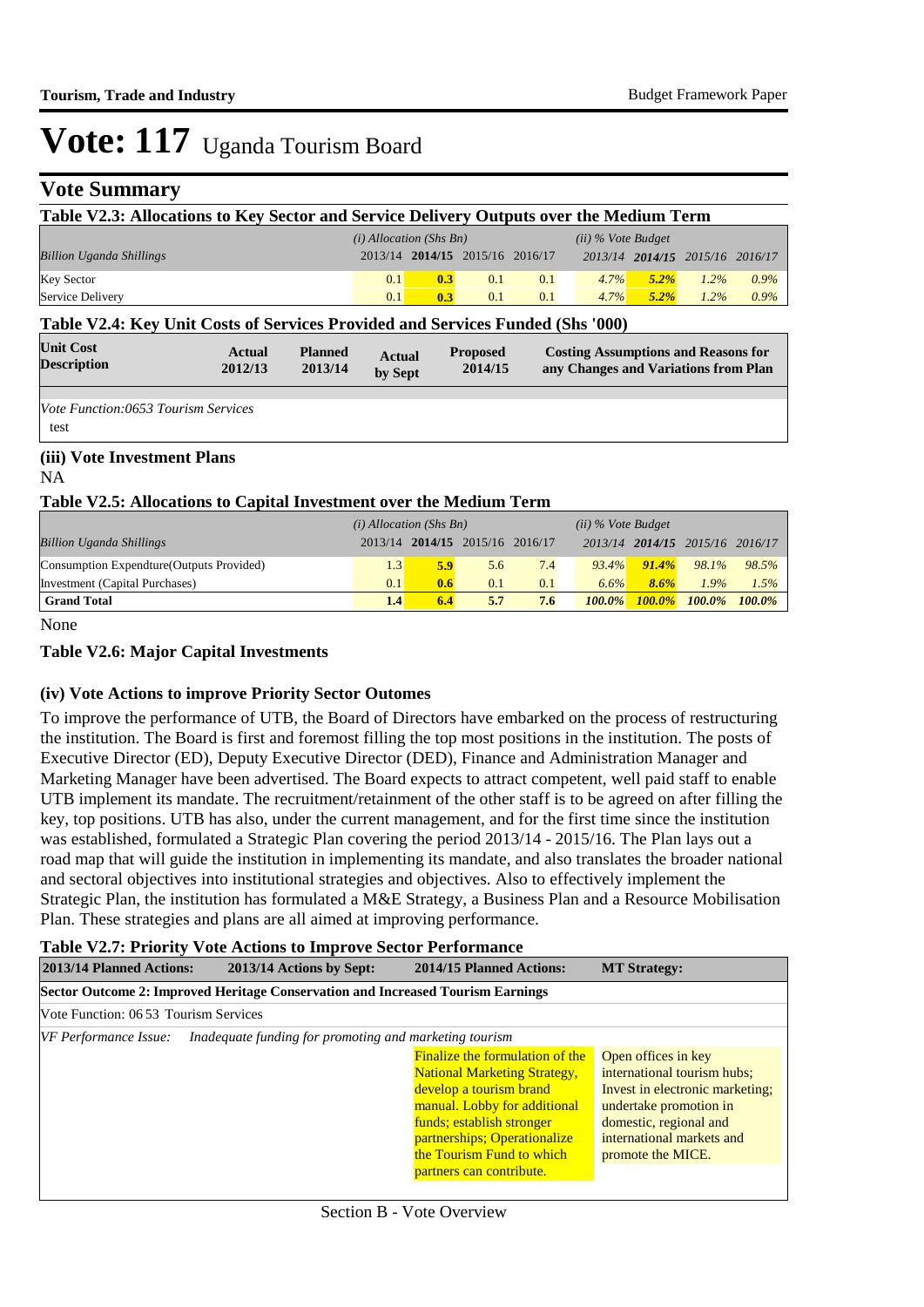# Vote: 117 Uganda Tourism Board

## Vote Summary

**Table V2.3: Allocations to Key Sector and Service Delivery Outputs over the Medium Term**

| *Billion Uganda Shillings* | *(i) Allocation (Shs Bn)* 2013/14 | **2014/15** | 2015/16 | 2016/17 | *(ii) % Vote Budget* 2013/14 | ***2014/15*** | *2015/16* | *2016/17* |
|---|---|---|---|---|---|---|---|---|
| Key Sector | 0.1 | **0.3** | 0.1 | 0.1 | *4.7%* | ***5.2%*** | *1.2%* | *0.9%* |
| Service Delivery | 0.1 | **0.3** | 0.1 | 0.1 | *4.7%* | ***5.2%*** | *1.2%* | *0.9%* |

**Table V2.4: Key Unit Costs of Services Provided and Services Funded (Shs '000)**

| Unit Cost Description | Actual 2012/13 | Planned 2013/14 | Actual by Sept | Proposed 2014/15 | Costing Assumptions and Reasons for any Changes and Variations from Plan |
|---|---|---|---|---|---|
| *Vote Function:0653 Tourism Services* | | | | | |
| test | | | | | |

### (iii) Vote Investment Plans

NA

**Table V2.5: Allocations to Capital Investment over the Medium Term**

| *Billion Uganda Shillings* | *(i) Allocation (Shs Bn)* 2013/14 | **2014/15** | 2015/16 | 2016/17 | *(ii) % Vote Budget* 2013/14 | ***2014/15*** | *2015/16* | *2016/17* |
|---|---|---|---|---|---|---|---|---|
| Consumption Expendture(Outputs Provided) | 1.3 | **5.9** | 5.6 | 7.4 | *93.4%* | ***91.4%*** | *98.1%* | *98.5%* |
| Investment (Capital Purchases) | 0.1 | **0.6** | 0.1 | 0.1 | *6.6%* | ***8.6%*** | *1.9%* | *1.5%* |
| **Grand Total** | **1.4** | **6.4** | **5.7** | **7.6** | ***100.0%*** | ***100.0%*** | ***100.0%*** | ***100.0%*** |

None

### Table V2.6: Major Capital Investments

### (iv) Vote Actions to improve Priority Sector Outomes

To improve the performance of UTB, the Board of Directors have embarked on the process of restructuring the institution. The Board is first and foremost filling the top most positions in the institution. The posts of Executive Director (ED), Deputy Executive Director (DED), Finance and Administration Manager and Marketing Manager have been advertised. The Board expects to attract competent, well paid staff to enable UTB implement its mandate. The recruitment/retainment of the other staff is to be agreed on after filling the key, top positions. UTB has also, under the current management, and for the first time since the institution was established, formulated a Strategic Plan covering the period 2013/14 - 2015/16. The Plan lays out a road map that will guide the institution in implementing its mandate, and also translates the broader national and sectoral objectives into institutional strategies and objectives. Also to effectively implement the Strategic Plan, the institution has formulated a M&E Strategy, a Business Plan and a Resource Mobilisation Plan. These strategies and plans are all aimed at improving performance.

**Table V2.7: Priority Vote Actions to Improve Sector Performance**

| 2013/14 Planned Actions: | 2013/14 Actions by Sept: | 2014/15 Planned Actions: | MT Strategy: |
|---|---|---|---|
| **Sector Outcome 2: Improved Heritage Conservation and Increased Tourism Earnings** | | | |
| Vote Function: 06 53 Tourism Services | | | |
| *VF Performance Issue:* *Inadequate funding for promoting and marketing tourism* | | | |
| | | Finalize the formulation of the National Marketing Strategy, develop a tourism brand manual. Lobby for additional funds; establish stronger partnerships; Operationalize the Tourism Fund to which partners can contribute. | Open offices in key international tourism hubs; Invest in electronic marketing; undertake promotion in domestic, regional and international markets and promote the MICE. |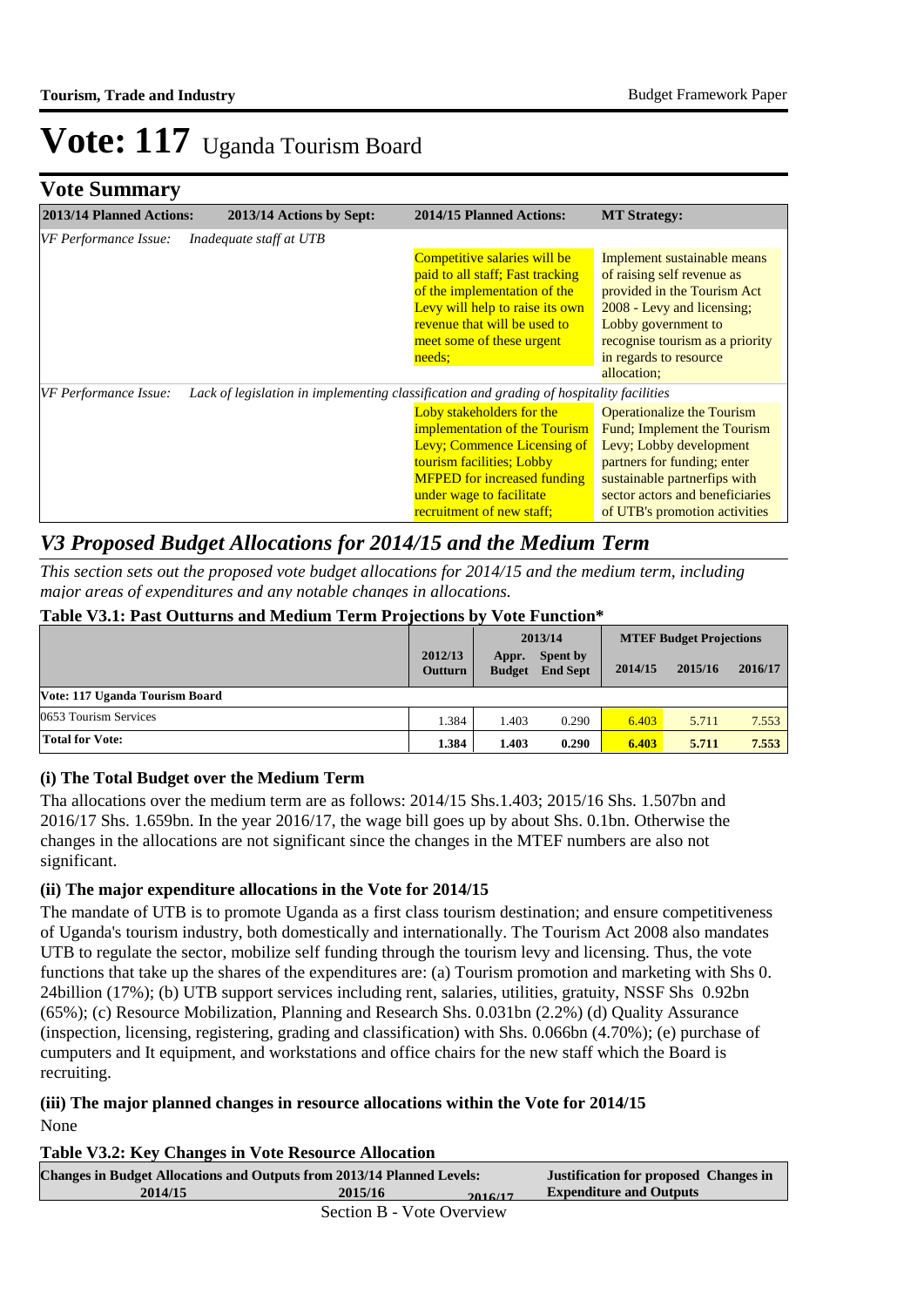# Vote: 117 Uganda Tourism Board

## Vote Summary

| 2013/14 Planned Actions: | 2013/14 Actions by Sept: | 2014/15 Planned Actions: | MT Strategy: |
|---|---|---|---|
| *VF Performance Issue:* | *Inadequate staff at UTB* | | |
| | | Competitive salaries will be paid to all staff; Fast tracking of the implementation of the Levy will help to raise its own revenue that will be used to meet some of these urgent needs; | Implement sustainable means of raising self revenue as provided in the Tourism Act 2008 - Levy and licensing; Lobby government to recognise tourism as a priority in regards to resource allocation; |
| *VF Performance Issue:* | *Lack of legislation in implementing classification and grading of hospitality facilities* | | |
| | | Loby stakeholders for the implementation of the Tourism Levy; Commence Licensing of tourism facilities; Lobby MFPED for increased funding under wage to facilitate recruitment of new staff; | Operationalize the Tourism Fund; Implement the Tourism Levy; Lobby development partners for funding; enter sustainable partnerfips with sector actors and beneficiaries of UTB's promotion activities |

## *V3 Proposed Budget Allocations for 2014/15 and the Medium Term*

*This section sets out the proposed vote budget allocations for 2014/15 and the medium term, including major areas of expenditures and any notable changes in allocations.*

**Table V3.1: Past Outturns and Medium Term Projections by Vote Function***

| | 2012/13 Outturn | 2013/14 Appr. Budget | 2013/14 Spent by End Sept | MTEF Budget Projections 2014/15 | 2015/16 | 2016/17 |
|---|---|---|---|---|---|---|
| **Vote: 117 Uganda Tourism Board** | | | | | | |
| 0653 Tourism Services | 1.384 | 1.403 | 0.290 | 6.403 | 5.711 | 7.553 |
| **Total for Vote:** | **1.384** | **1.403** | **0.290** | **6.403** | **5.711** | **7.553** |

### (i) The Total Budget over the Medium Term

Tha allocations over the medium term are as follows: 2014/15 Shs.1.403; 2015/16 Shs. 1.507bn and 2016/17 Shs. 1.659bn. In the year 2016/17, the wage bill goes up by about Shs. 0.1bn. Otherwise the changes in the allocations are not significant since the changes in the MTEF numbers are also not significant.

### (ii) The major expenditure allocations in the Vote for 2014/15

The mandate of UTB is to promote Uganda as a first class tourism destination; and ensure competitiveness of Uganda's tourism industry, both domestically and internationally. The Tourism Act 2008 also mandates UTB to regulate the sector, mobilize self funding through the tourism levy and licensing. Thus, the vote functions that take up the shares of the expenditures are: (a) Tourism promotion and marketing with Shs 0. 24billion (17%); (b) UTB support services including rent, salaries, utilities, gratuity, NSSF Shs 0.92bn (65%); (c) Resource Mobilization, Planning and Research Shs. 0.031bn (2.2%) (d) Quality Assurance (inspection, licensing, registering, grading and classification) with Shs. 0.066bn (4.70%); (e) purchase of cumputers and It equipment, and workstations and office chairs for the new staff which the Board is recruiting.

### (iii) The major planned changes in resource allocations within the Vote for 2014/15

None

**Table V3.2: Key Changes in Vote Resource Allocation**

| Changes in Budget Allocations and Outputs from 2013/14 Planned Levels: 2014/15 | 2015/16 | 2016/17 | Justification for proposed Changes in Expenditure and Outputs |
|---|---|---|---|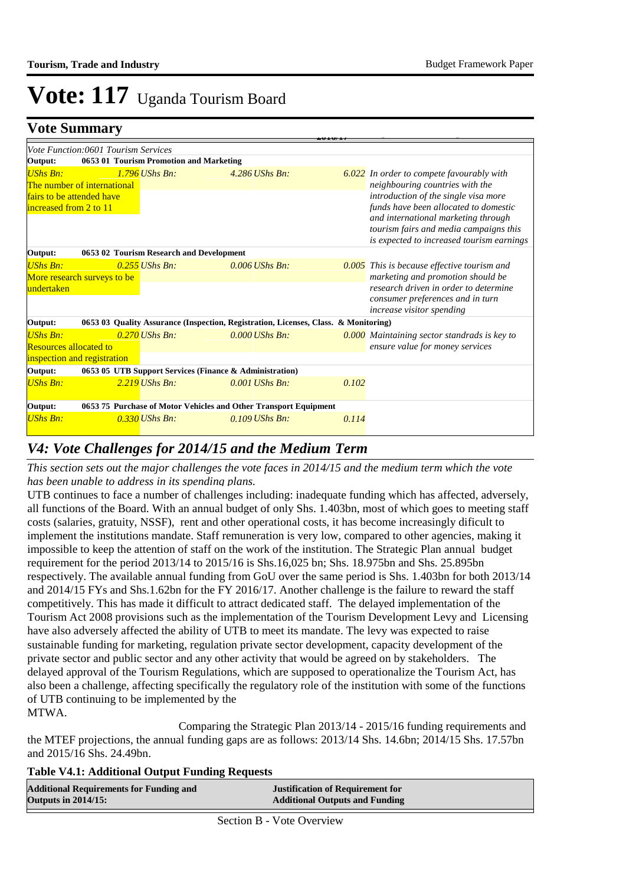# Vote: 117 Uganda Tourism Board

## Vote Summary

| | | | |
|---|---|---|---|
| *Vote Function:0601 Tourism Services* | | | |
| **Output: 0653 01 Tourism Promotion and Marketing** | | | |
| *UShs Bn:* *1.796* The number of international fairs to be attended have increased from 2 to 11 | *UShs Bn:* *4.286* | *UShs Bn:* *6.022* | *In order to compete favourably with neighbouring countries with the introduction of the single visa more funds have been allocated to domestic and international marketing through tourism fairs and media campaigns this is expected to increased tourism earnings* |
| **Output: 0653 02 Tourism Research and Development** | | | |
| *UShs Bn:* *0.255* More research surveys to be undertaken | *UShs Bn:* *0.006* | *UShs Bn:* *0.005* | *This is because effective tourism and marketing and promotion should be research driven in order to determine consumer preferences and in turn increase visitor spending* |
| **Output: 0653 03 Quality Assurance (Inspection, Registration, Licenses, Class. & Monitoring)** | | | |
| *UShs Bn:* *0.270* Resources allocated to inspection and registration | *UShs Bn:* *0.000* | *UShs Bn:* *0.000* | *Maintaining sector standrads is key to ensure value for money services* |
| **Output: 0653 05 UTB Support Services (Finance & Administration)** | | | |
| *UShs Bn:* *2.219* | *UShs Bn:* *0.001* | *UShs Bn:* *0.102* | |
| **Output: 0653 75 Purchase of Motor Vehicles and Other Transport Equipment** | | | |
| *UShs Bn:* *0.330* | *UShs Bn:* *0.109* | *UShs Bn:* *0.114* | |

## *V4: Vote Challenges for 2014/15 and the Medium Term*

*This section sets out the major challenges the vote faces in 2014/15 and the medium term which the vote has been unable to address in its spending plans.*

UTB continues to face a number of challenges including: inadequate funding which has affected, adversely, all functions of the Board. With an annual budget of only Shs. 1.403bn, most of which goes to meeting staff costs (salaries, gratuity, NSSF), rent and other operational costs, it has become increasingly dificult to implement the institutions mandate. Staff remuneration is very low, compared to other agencies, making it impossible to keep the attention of staff on the work of the institution. The Strategic Plan annual budget requirement for the period 2013/14 to 2015/16 is Shs.16,025 bn; Shs. 18.975bn and Shs. 25.895bn respectively. The available annual funding from GoU over the same period is Shs. 1.403bn for both 2013/14 and 2014/15 FYs and Shs.1.62bn for the FY 2016/17. Another challenge is the failure to reward the staff competitively. This has made it difficult to attract dedicated staff. The delayed implementation of the Tourism Act 2008 provisions such as the implementation of the Tourism Development Levy and Licensing have also adversely affected the ability of UTB to meet its mandate. The levy was expected to raise sustainable funding for marketing, regulation private sector development, capacity development of the private sector and public sector and any other activity that would be agreed on by stakeholders. The delayed approval of the Tourism Regulations, which are supposed to operationalize the Tourism Act, has also been a challenge, affecting specifically the regulatory role of the institution with some of the functions of UTB continuing to be implemented by the MTWA.

Comparing the Strategic Plan 2013/14 - 2015/16 funding requirements and the MTEF projections, the annual funding gaps are as follows: 2013/14 Shs. 14.6bn; 2014/15 Shs. 17.57bn and 2015/16 Shs. 24.49bn.

**Table V4.1: Additional Output Funding Requests**

| Additional Requirements for Funding and Outputs in 2014/15: | Justification of Requirement for Additional Outputs and Funding |
|---|---|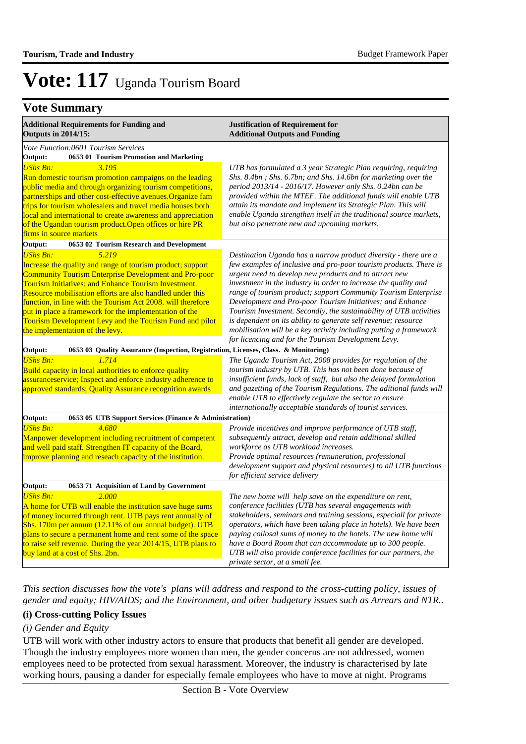# Vote: 117 Uganda Tourism Board

## Vote Summary

| Additional Requirements for Funding and Outputs in 2014/15: | Justification of Requirement for Additional Outputs and Funding |
|---|---|
| *Vote Function:0601 Tourism Services* | |
| **Output: 0653 01 Tourism Promotion and Marketing** | |
| *UShs Bn: 3.195*<br>Run domestic tourism promotion campaigns on the leading public media and through organizing tourism competitions, partnerships and other cost-effective avenues.Organize fam trips for tourism wholesalers and travel media houses both local and international to create awareness and appreciation of the Ugandan tourism product.Open offices or hire PR firms in source markets | *UTB has formulated a 3 year Strategic Plan requiring, requiring Shs. 8.4bn ; Shs. 6.7bn; and Shs. 14.6bn for marketing over the period 2013/14 - 2016/17. However only Shs. 0.24bn can be provided within the MTEF. The additional funds will enable UTB attain its mandate and implement its Strategic Plan. This will enable Uganda strengthen itself in the traditional source markets, but also penetrate new and upcoming markets.* |
| **Output: 0653 02 Tourism Research and Development** | |
| *UShs Bn: 5.219*<br>Increase the quality and range of tourism product; support Community Tourism Enterprise Development and Pro-poor Tourism Initiatives; and Enhance Tourism Investment. Resource mobilisation efforts are also handled under this function, in line with the Tourism Act 2008. will therefore put in place a framework for the implementation of the Tourism Development Levy and the Tourism Fund and pilot the implementation of the levy. | *Destination Uganda has a narrow product diversity - there are a few examples of inclusive and pro-poor tourism products. There is urgent need to develop new products and to attract new investment in the industry in order to increase the quality and range of tourism product; support Community Tourism Enterprise Development and Pro-poor Tourism Initiatives; and Enhance Tourism Investment. Secondly, the sustainability of UTB activities is dependent on its ability to generate self revenue; resource mobilisation will be a key activity including putting a framework for licencing and for the Tourism Development Levy.* |
| **Output: 0653 03 Quality Assurance (Inspection, Registration, Licenses, Class. & Monitoring)** | |
| *UShs Bn: 1.714*<br>Build capacity in local authorities to enforce quality assuranceservice; Inspect and enforce industry adherence to approved standards; Quality Assurance recognition awards | *The Uganda Tourism Act, 2008 provides for regulation of the tourism industry by UTB. This has not been done because of insufficient funds, lack of staff, but also the delayed formulation and gazetting of the Tourism Regulations. The aditional funds will enable UTB to effectively regulate the sector to ensure internationally acceptable standards of tourist services.* |
| **Output: 0653 05 UTB Support Services (Finance & Administration)** | |
| *UShs Bn: 4.680*<br>Manpower development including recruitment of competent and well paid staff. Strengthen IT capacity of the Board, improve planning and reseach capacity of the institution. | *Provide incentives and improve performance of UTB staff, subsequently attract, develop and retain additional skilled workforce as UTB workload increases.*<br>*Provide optimal resources (remuneration, professional development support and physical resources) to all UTB functions for efficient service delivery* |
| **Output: 0653 71 Acquisition of Land by Government** | |
| *UShs Bn: 2.000*<br>A home for UTB will enable the institution save huge sums of money incurred through rent. UTB pays rent annually of Shs. 170m per annum (12.11% of our annual budget). UTB plans to secure a permanent home and rent some of the space to raise self revenue. During the year 2014/15, UTB plans to buy land at a cost of Shs. 2bn. | *The new home will help save on the expenditure on rent, conference facilities (UTB has several engagements with stakeholders, seminars and training sessions, especiall for private operators, which have been taking place in hotels). We have been paying collosal sums of money to the hotels. The new home will have a Board Room that can accommodate up to 300 people. UTB will also provide conference facilities for our partners, the private sector, at a small fee.* |

*This section discusses how the vote's plans will address and respond to the cross-cutting policy, issues of gender and equity; HIV/AIDS; and the Environment, and other budgetary issues such as Arrears and NTR..*

**(i) Cross-cutting Policy Issues**

*(i) Gender and Equity*

UTB will work with other industry actors to ensure that products that benefit all gender are developed. Though the industry employees more women than men, the gender concerns are not addressed, women employees need to be protected from sexual harassment. Moreover, the industry is characterised by late working hours, pausing a dander for especially female employees who have to move at night. Programs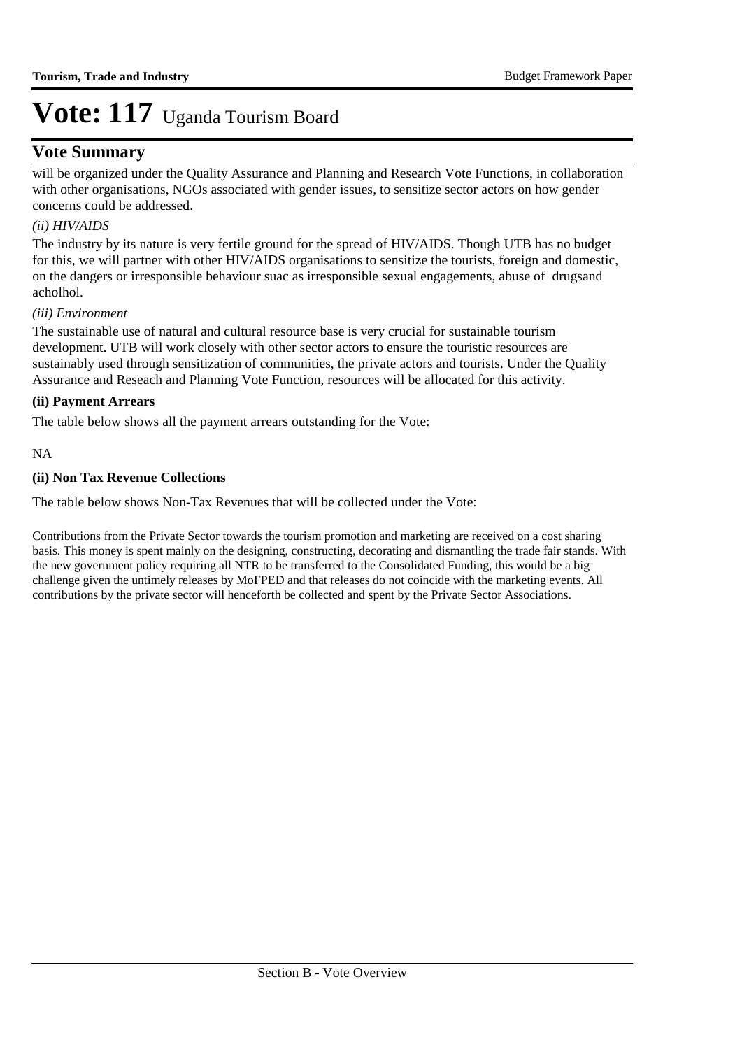# Vote: 117 Uganda Tourism Board

## Vote Summary

will be organized under the Quality Assurance and Planning and Research Vote Functions, in collaboration with other organisations, NGOs associated with gender issues, to sensitize sector actors on how gender concerns could be addressed.

*(ii) HIV/AIDS*

The industry by its nature is very fertile ground for the spread of HIV/AIDS. Though UTB has no budget for this, we will partner with other HIV/AIDS organisations to sensitize the tourists, foreign and domestic, on the dangers or irresponsible behaviour suac as irresponsible sexual engagements, abuse of drugsand acholhol.

*(iii) Environment*

The sustainable use of natural and cultural resource base is very crucial for sustainable tourism development. UTB will work closely with other sector actors to ensure the touristic resources are sustainably used through sensitization of communities, the private actors and tourists. Under the Quality Assurance and Reseach and Planning Vote Function, resources will be allocated for this activity.

**(ii) Payment Arrears**

The table below shows all the payment arrears outstanding for the Vote:

NA

**(ii) Non Tax Revenue Collections**

The table below shows Non-Tax Revenues that will be collected under the Vote:

Contributions from the Private Sector towards the tourism promotion and marketing are received on a cost sharing basis. This money is spent mainly on the designing, constructing, decorating and dismantling the trade fair stands. With the new government policy requiring all NTR to be transferred to the Consolidated Funding, this would be a big challenge given the untimely releases by MoFPED and that releases do not coincide with the marketing events. All contributions by the private sector will henceforth be collected and spent by the Private Sector Associations.